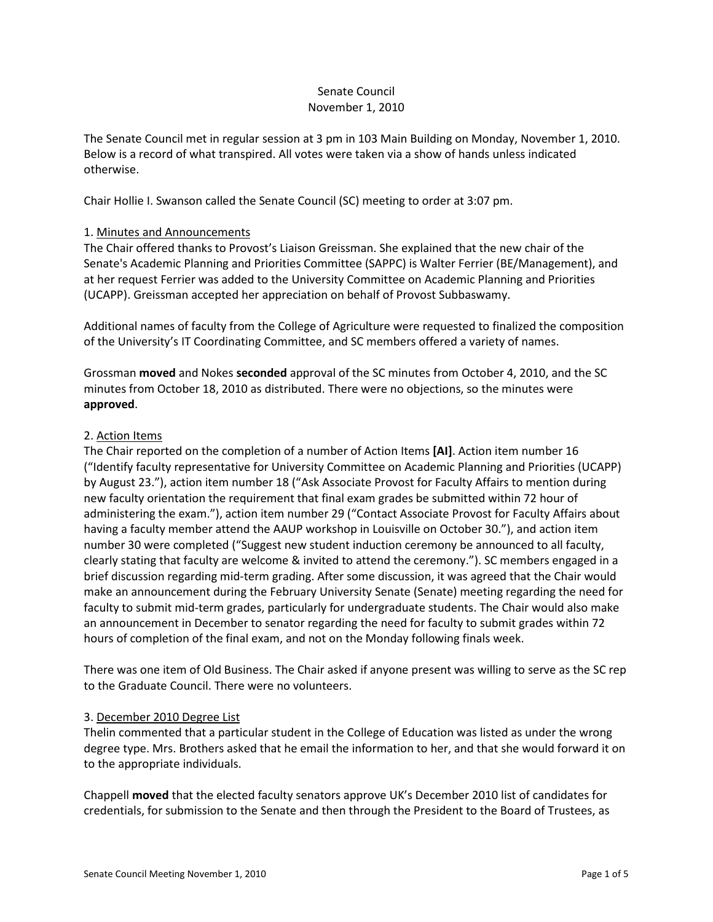Senate Council
November 1, 2010

The Senate Council met in regular session at 3 pm in 103 Main Building on Monday, November 1, 2010. Below is a record of what transpired. All votes were taken via a show of hands unless indicated otherwise.

Chair Hollie I. Swanson called the Senate Council (SC) meeting to order at 3:07 pm.

1. Minutes and Announcements

The Chair offered thanks to Provost's Liaison Greissman. She explained that the new chair of the Senate's Academic Planning and Priorities Committee (SAPPC) is Walter Ferrier (BE/Management), and at her request Ferrier was added to the University Committee on Academic Planning and Priorities (UCAPP). Greissman accepted her appreciation on behalf of Provost Subbaswamy.

Additional names of faculty from the College of Agriculture were requested to finalized the composition of the University's IT Coordinating Committee, and SC members offered a variety of names.

Grossman **moved** and Nokes **seconded** approval of the SC minutes from October 4, 2010, and the SC minutes from October 18, 2010 as distributed. There were no objections, so the minutes were **approved**.

2. Action Items

The Chair reported on the completion of a number of Action Items **[AI]**. Action item number 16 ("Identify faculty representative for University Committee on Academic Planning and Priorities (UCAPP) by August 23."), action item number 18 ("Ask Associate Provost for Faculty Affairs to mention during new faculty orientation the requirement that final exam grades be submitted within 72 hour of administering the exam."), action item number 29 ("Contact Associate Provost for Faculty Affairs about having a faculty member attend the AAUP workshop in Louisville on October 30."), and action item number 30 were completed ("Suggest new student induction ceremony be announced to all faculty, clearly stating that faculty are welcome & invited to attend the ceremony."). SC members engaged in a brief discussion regarding mid-term grading. After some discussion, it was agreed that the Chair would make an announcement during the February University Senate (Senate) meeting regarding the need for faculty to submit mid-term grades, particularly for undergraduate students. The Chair would also make an announcement in December to senator regarding the need for faculty to submit grades within 72 hours of completion of the final exam, and not on the Monday following finals week.

There was one item of Old Business. The Chair asked if anyone present was willing to serve as the SC rep to the Graduate Council. There were no volunteers.

3. December 2010 Degree List

Thelin commented that a particular student in the College of Education was listed as under the wrong degree type. Mrs. Brothers asked that he email the information to her, and that she would forward it on to the appropriate individuals.

Chappell **moved** that the elected faculty senators approve UK's December 2010 list of candidates for credentials, for submission to the Senate and then through the President to the Board of Trustees, as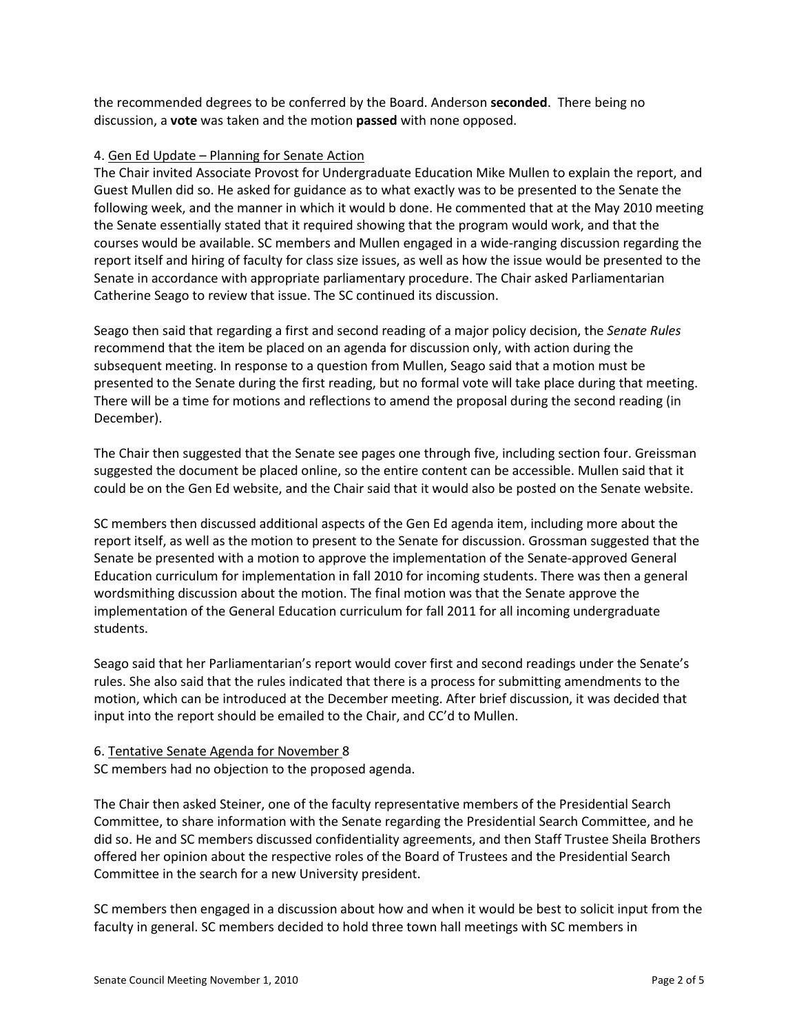the recommended degrees to be conferred by the Board. Anderson **seconded**. There being no discussion, a **vote** was taken and the motion **passed** with none opposed.

4. Gen Ed Update – Planning for Senate Action

The Chair invited Associate Provost for Undergraduate Education Mike Mullen to explain the report, and Guest Mullen did so. He asked for guidance as to what exactly was to be presented to the Senate the following week, and the manner in which it would b done. He commented that at the May 2010 meeting the Senate essentially stated that it required showing that the program would work, and that the courses would be available. SC members and Mullen engaged in a wide-ranging discussion regarding the report itself and hiring of faculty for class size issues, as well as how the issue would be presented to the Senate in accordance with appropriate parliamentary procedure. The Chair asked Parliamentarian Catherine Seago to review that issue. The SC continued its discussion.

Seago then said that regarding a first and second reading of a major policy decision, the *Senate Rules* recommend that the item be placed on an agenda for discussion only, with action during the subsequent meeting. In response to a question from Mullen, Seago said that a motion must be presented to the Senate during the first reading, but no formal vote will take place during that meeting. There will be a time for motions and reflections to amend the proposal during the second reading (in December).

The Chair then suggested that the Senate see pages one through five, including section four. Greissman suggested the document be placed online, so the entire content can be accessible. Mullen said that it could be on the Gen Ed website, and the Chair said that it would also be posted on the Senate website.

SC members then discussed additional aspects of the Gen Ed agenda item, including more about the report itself, as well as the motion to present to the Senate for discussion. Grossman suggested that the Senate be presented with a motion to approve the implementation of the Senate-approved General Education curriculum for implementation in fall 2010 for incoming students. There was then a general wordsmithing discussion about the motion. The final motion was that the Senate approve the implementation of the General Education curriculum for fall 2011 for all incoming undergraduate students.

Seago said that her Parliamentarian's report would cover first and second readings under the Senate's rules. She also said that the rules indicated that there is a process for submitting amendments to the motion, which can be introduced at the December meeting. After brief discussion, it was decided that input into the report should be emailed to the Chair, and CC'd to Mullen.

6. Tentative Senate Agenda for November 8

SC members had no objection to the proposed agenda.

The Chair then asked Steiner, one of the faculty representative members of the Presidential Search Committee, to share information with the Senate regarding the Presidential Search Committee, and he did so. He and SC members discussed confidentiality agreements, and then Staff Trustee Sheila Brothers offered her opinion about the respective roles of the Board of Trustees and the Presidential Search Committee in the search for a new University president.

SC members then engaged in a discussion about how and when it would be best to solicit input from the faculty in general. SC members decided to hold three town hall meetings with SC members in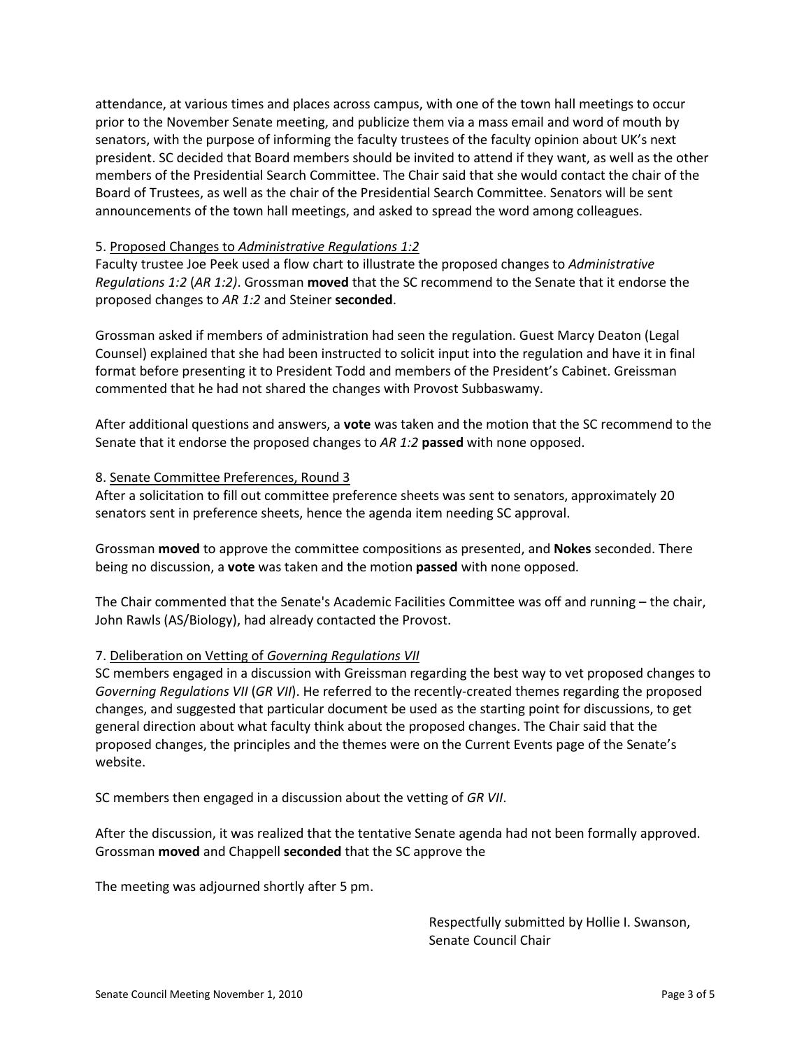attendance, at various times and places across campus, with one of the town hall meetings to occur prior to the November Senate meeting, and publicize them via a mass email and word of mouth by senators, with the purpose of informing the faculty trustees of the faculty opinion about UK's next president. SC decided that Board members should be invited to attend if they want, as well as the other members of the Presidential Search Committee. The Chair said that she would contact the chair of the Board of Trustees, as well as the chair of the Presidential Search Committee. Senators will be sent announcements of the town hall meetings, and asked to spread the word among colleagues.

5. Proposed Changes to *Administrative Regulations 1:2*

Faculty trustee Joe Peek used a flow chart to illustrate the proposed changes to *Administrative Regulations 1:2* (*AR 1:2)*. Grossman **moved** that the SC recommend to the Senate that it endorse the proposed changes to *AR 1:2* and Steiner **seconded**.

Grossman asked if members of administration had seen the regulation. Guest Marcy Deaton (Legal Counsel) explained that she had been instructed to solicit input into the regulation and have it in final format before presenting it to President Todd and members of the President's Cabinet. Greissman commented that he had not shared the changes with Provost Subbaswamy.

After additional questions and answers, a **vote** was taken and the motion that the SC recommend to the Senate that it endorse the proposed changes to *AR 1:2* **passed** with none opposed.

8. Senate Committee Preferences, Round 3

After a solicitation to fill out committee preference sheets was sent to senators, approximately 20 senators sent in preference sheets, hence the agenda item needing SC approval.

Grossman **moved** to approve the committee compositions as presented, and **Nokes** seconded. There being no discussion, a **vote** was taken and the motion **passed** with none opposed.

The Chair commented that the Senate's Academic Facilities Committee was off and running – the chair, John Rawls (AS/Biology), had already contacted the Provost.

7. Deliberation on Vetting of *Governing Regulations VII*

SC members engaged in a discussion with Greissman regarding the best way to vet proposed changes to *Governing Regulations VII* (*GR VII*). He referred to the recently-created themes regarding the proposed changes, and suggested that particular document be used as the starting point for discussions, to get general direction about what faculty think about the proposed changes. The Chair said that the proposed changes, the principles and the themes were on the Current Events page of the Senate's website.

SC members then engaged in a discussion about the vetting of *GR VII*.

After the discussion, it was realized that the tentative Senate agenda had not been formally approved. Grossman **moved** and Chappell **seconded** that the SC approve the

The meeting was adjourned shortly after 5 pm.

Respectfully submitted by Hollie I. Swanson,
Senate Council Chair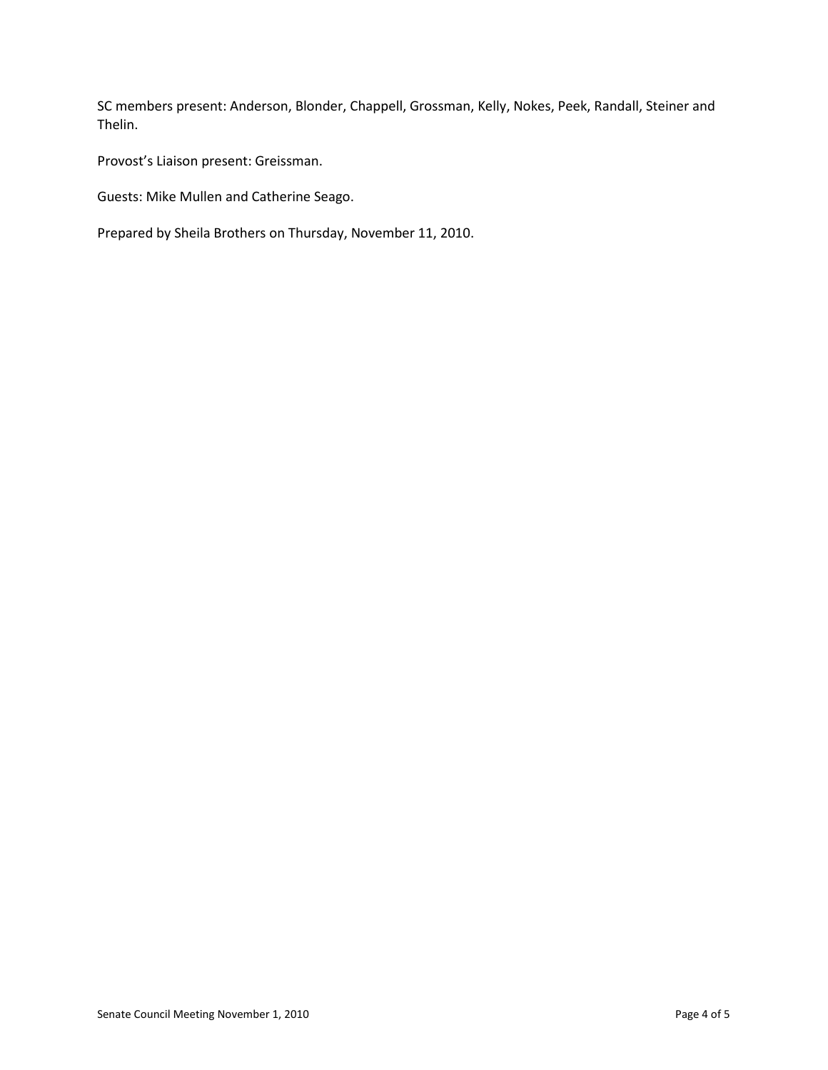SC members present: Anderson, Blonder, Chappell, Grossman, Kelly, Nokes, Peek, Randall, Steiner and Thelin.

Provost's Liaison present: Greissman.

Guests: Mike Mullen and Catherine Seago.

Prepared by Sheila Brothers on Thursday, November 11, 2010.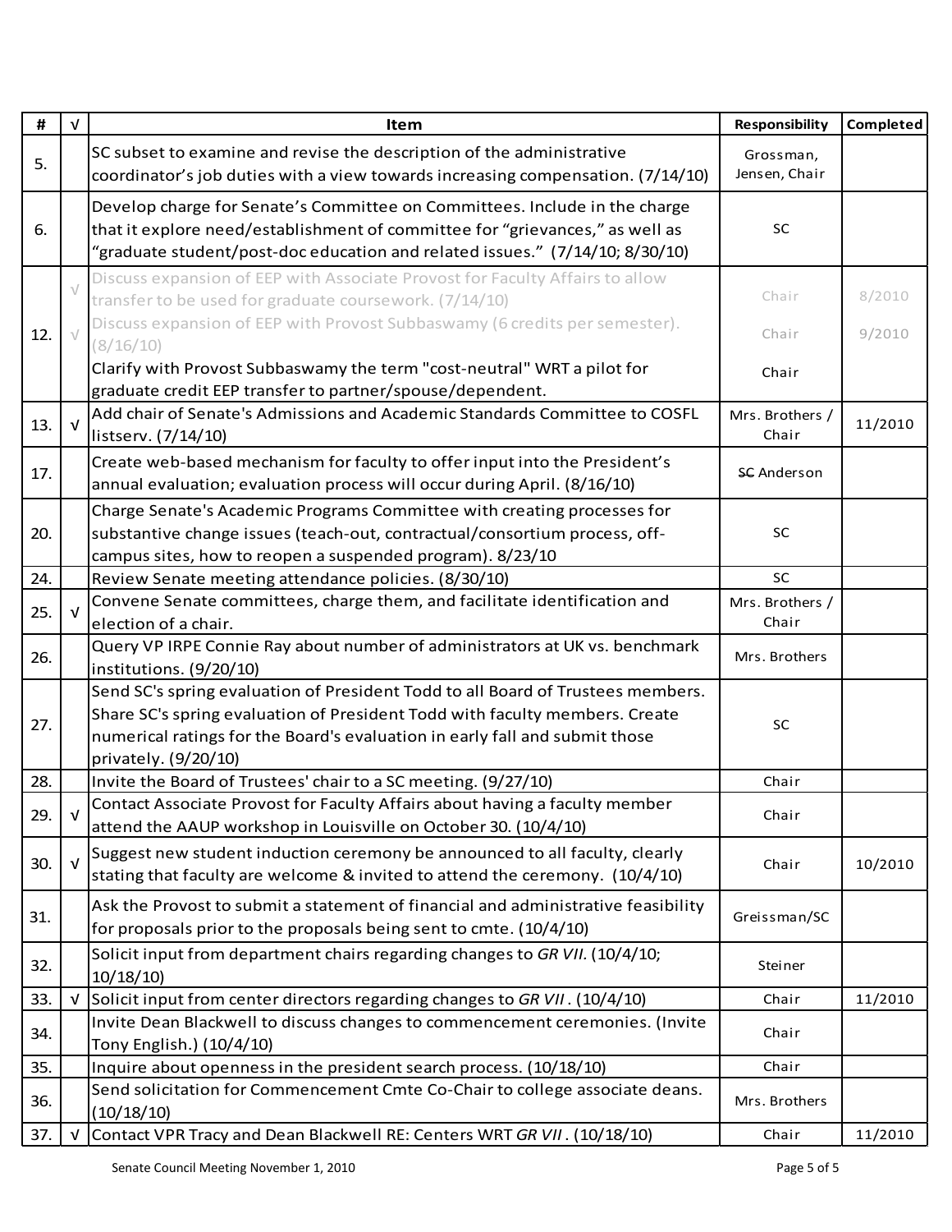| # | √ | Item | Responsibility | Completed |
|---|---|---|---|---|
| 5. | | SC subset to examine and revise the description of the administrative coordinator's job duties with a view towards increasing compensation. (7/14/10) | Grossman, Jensen, Chair | |
| 6. | | Develop charge for Senate's Committee on Committees. Include in the charge that it explore need/establishment of committee for "grievances," as well as "graduate student/post-doc education and related issues." (7/14/10; 8/30/10) | SC | |
| 12. | √ | Discuss expansion of EEP with Associate Provost for Faculty Affairs to allow transfer to be used for graduate coursework. (7/14/10) | Chair | 8/2010 |
| | √ | Discuss expansion of EEP with Provost Subbaswamy (6 credits per semester). (8/16/10) | Chair | 9/2010 |
| | | Clarify with Provost Subbaswamy the term "cost-neutral" WRT a pilot for graduate credit EEP transfer to partner/spouse/dependent. | Chair | |
| 13. | √ | Add chair of Senate's Admissions and Academic Standards Committee to COSFL listserv. (7/14/10) | Mrs. Brothers / Chair | 11/2010 |
| 17. | | Create web-based mechanism for faculty to offer input into the President's annual evaluation; evaluation process will occur during April. (8/16/10) | ~~SC~~ Anderson | |
| 20. | | Charge Senate's Academic Programs Committee with creating processes for substantive change issues (teach-out, contractual/consortium process, off-campus sites, how to reopen a suspended program). 8/23/10 | SC | |
| 24. | | Review Senate meeting attendance policies. (8/30/10) | SC | |
| 25. | √ | Convene Senate committees, charge them, and facilitate identification and election of a chair. | Mrs. Brothers / Chair | |
| 26. | | Query VP IRPE Connie Ray about number of administrators at UK vs. benchmark institutions. (9/20/10) | Mrs. Brothers | |
| 27. | | Send SC's spring evaluation of President Todd to all Board of Trustees members. Share SC's spring evaluation of President Todd with faculty members. Create numerical ratings for the Board's evaluation in early fall and submit those privately. (9/20/10) | SC | |
| 28. | | Invite the Board of Trustees' chair to a SC meeting. (9/27/10) | Chair | |
| 29. | √ | Contact Associate Provost for Faculty Affairs about having a faculty member attend the AAUP workshop in Louisville on October 30. (10/4/10) | Chair | |
| 30. | √ | Suggest new student induction ceremony be announced to all faculty, clearly stating that faculty are welcome & invited to attend the ceremony. (10/4/10) | Chair | 10/2010 |
| 31. | | Ask the Provost to submit a statement of financial and administrative feasibility for proposals prior to the proposals being sent to cmte. (10/4/10) | Greissman/SC | |
| 32. | | Solicit input from department chairs regarding changes to *GR VII*. (10/4/10; 10/18/10) | Steiner | |
| 33. | √ | Solicit input from center directors regarding changes to *GR VII*. (10/4/10) | Chair | 11/2010 |
| 34. | | Invite Dean Blackwell to discuss changes to commencement ceremonies. (Invite Tony English.) (10/4/10) | Chair | |
| 35. | | Inquire about openness in the president search process. (10/18/10) | Chair | |
| 36. | | Send solicitation for Commencement Cmte Co-Chair to college associate deans. (10/18/10) | Mrs. Brothers | |
| 37. | √ | Contact VPR Tracy and Dean Blackwell RE: Centers WRT *GR VII*. (10/18/10) | Chair | 11/2010 |

Senate Council Meeting November 1, 2010